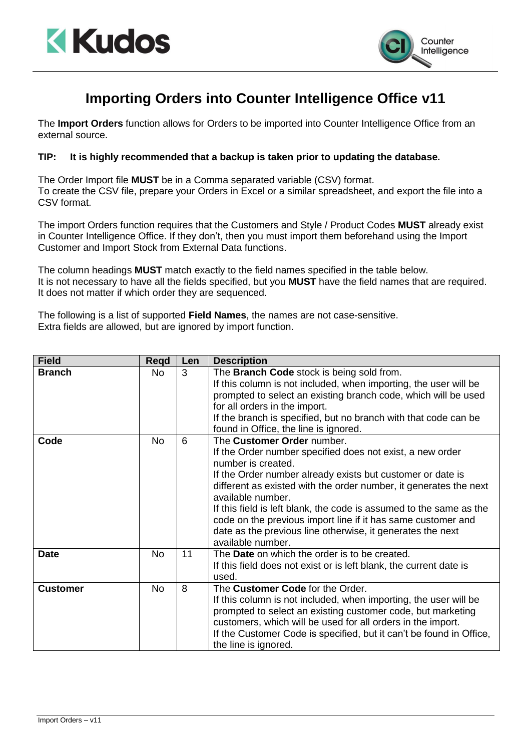# Importing Orders into Counter Intelligence Office v11

The **Import Orders** function allows for Orders to be imported into Counter Intelligence Office from an external source.

**TIP: It is highly recommended that a backup is taken prior to updating the database.**

The Order Import file **MUST** be in a Comma separated variable (CSV) format.
To create the CSV file, prepare your Orders in Excel or a similar spreadsheet, and export the file into a CSV format.

The import Orders function requires that the Customers and Style / Product Codes **MUST** already exist in Counter Intelligence Office. If they don't, then you must import them beforehand using the Import Customer and Import Stock from External Data functions.

The column headings **MUST** match exactly to the field names specified in the table below.
It is not necessary to have all the fields specified, but you **MUST** have the field names that are required.
It does not matter if which order they are sequenced.

The following is a list of supported **Field Names**, the names are not case-sensitive.
Extra fields are allowed, but are ignored by import function.

| Field | Reqd | Len | Description |
|---|---|---|---|
| **Branch** | No | 3 | The **Branch Code** stock is being sold from.<br>If this column is not included, when importing, the user will be prompted to select an existing branch code, which will be used for all orders in the import.<br>If the branch is specified, but no branch with that code can be found in Office, the line is ignored. |
| **Code** | No | 6 | The **Customer Order** number.<br>If the Order number specified does not exist, a new order number is created.<br>If the Order number already exists but customer or date is different as existed with the order number, it generates the next available number.<br>If this field is left blank, the code is assumed to the same as the code on the previous import line if it has same customer and date as the previous line otherwise, it generates the next available number. |
| **Date** | No | 11 | The **Date** on which the order is to be created.<br>If this field does not exist or is left blank, the current date is used. |
| **Customer** | No | 8 | The **Customer Code** for the Order.<br>If this column is not included, when importing, the user will be prompted to select an existing customer code, but marketing customers, which will be used for all orders in the import.<br>If the Customer Code is specified, but it can't be found in Office, the line is ignored. |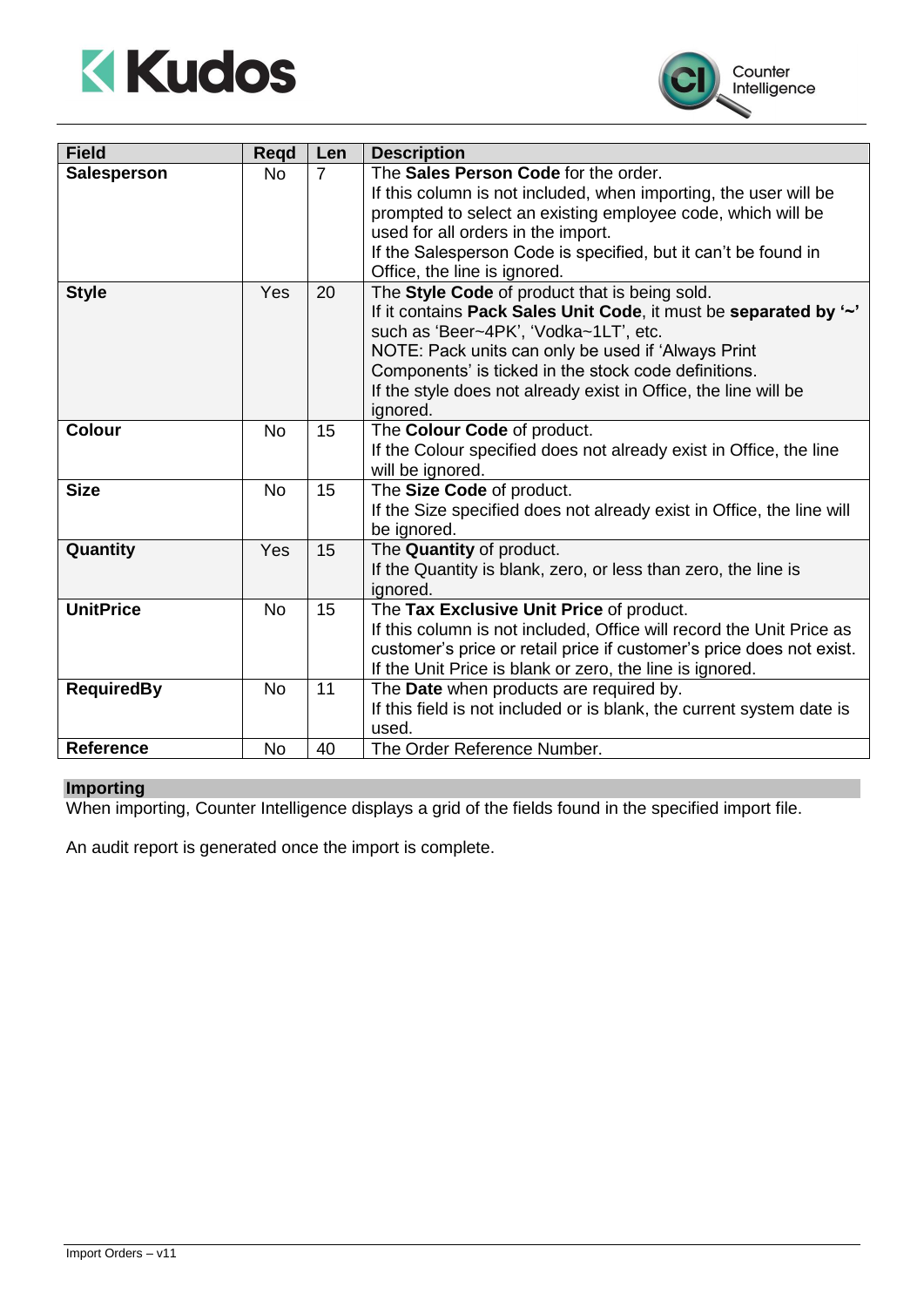| Field | Reqd | Len | Description |
|---|---|---|---|
| **Salesperson** | No | 7 | The **Sales Person Code** for the order.<br>If this column is not included, when importing, the user will be prompted to select an existing employee code, which will be used for all orders in the import.<br>If the Salesperson Code is specified, but it can't be found in Office, the line is ignored. |
| **Style** | Yes | 20 | The **Style Code** of product that is being sold.<br>If it contains **Pack Sales Unit Code**, it must be **separated by '~'** such as 'Beer~4PK', 'Vodka~1LT', etc.<br>NOTE: Pack units can only be used if 'Always Print Components' is ticked in the stock code definitions.<br>If the style does not already exist in Office, the line will be ignored. |
| **Colour** | No | 15 | The **Colour Code** of product.<br>If the Colour specified does not already exist in Office, the line will be ignored. |
| **Size** | No | 15 | The **Size Code** of product.<br>If the Size specified does not already exist in Office, the line will be ignored. |
| **Quantity** | Yes | 15 | The **Quantity** of product.<br>If the Quantity is blank, zero, or less than zero, the line is ignored. |
| **UnitPrice** | No | 15 | The **Tax Exclusive Unit Price** of product.<br>If this column is not included, Office will record the Unit Price as customer's price or retail price if customer's price does not exist.<br>If the Unit Price is blank or zero, the line is ignored. |
| **RequiredBy** | No | 11 | The **Date** when products are required by.<br>If this field is not included or is blank, the current system date is used. |
| **Reference** | No | 40 | The Order Reference Number. |

## Importing

When importing, Counter Intelligence displays a grid of the fields found in the specified import file.

An audit report is generated once the import is complete.